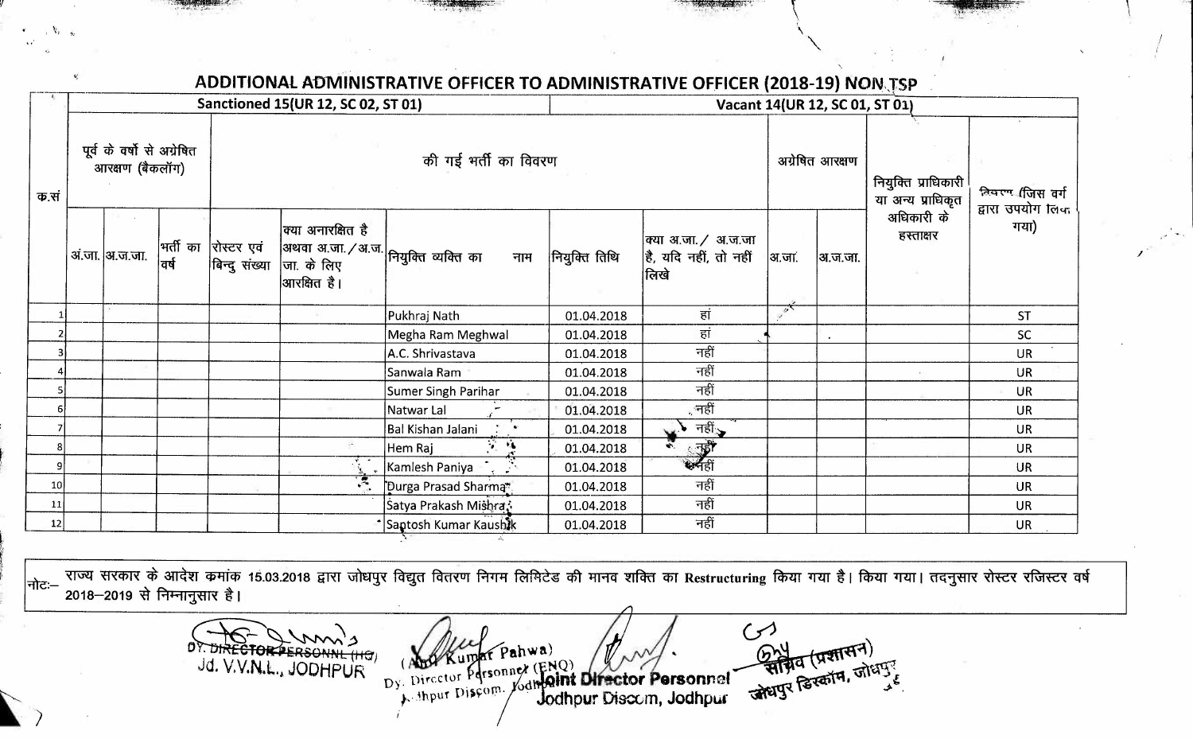# ADDITIONAL ADMINISTRATIVE OFFICER TO ADMINISTRATIVE OFFICER (2018-19) NON TSP

| क्र.सं | Sanctioned 15(UR 12, SC 02, ST 01) | | | | | | | Vacant 14(UR 12, SC 01, ST 01) | | | | |
|---|---|---|---|---|---|---|---|---|---|---|---|---|
| | पूर्व के वर्षो से अग्रेषित आरक्षण (बैकलॉग) | | | की गई भर्ती का विवरण | | | | | अग्रेषित आरक्षण | | नियुक्ति प्राधिकारी या अन्य प्राधिकृत अधिकारी के हस्ताक्षर | विवरण (जिस वर्ग द्वारा उपयोग लिया गया) |
| | अं.जा. | अ.ज.जा. | भर्ती का वर्ष | रोस्टर एवं बिन्दु संख्या | क्या अनारक्षित है अथवा अ.जा./अ.ज.जा. के लिए आरक्षित है। | नियुक्त व्यक्ति का नाम | नियुक्ति तिथि | क्या अ.जा./ अ.ज.जा है, यदि नहीं, तो नहीं लिखे | अ.जा. | अ.ज.जा. | | |
| 1 | | | | | | Pukhraj Nath | 01.04.2018 | हां | | | | ST |
| 2 | | | | | | Megha Ram Meghwal | 01.04.2018 | हां | | | | SC |
| 3 | | | | | | A.C. Shrivastava | 01.04.2018 | नहीं | | | | UR |
| 4 | | | | | | Sanwala Ram | 01.04.2018 | नहीं | | | | UR |
| 5 | | | | | | Sumer Singh Parihar | 01.04.2018 | नहीं | | | | UR |
| 6 | | | | | | Natwar Lal | 01.04.2018 | नहीं | | | | UR |
| 7 | | | | | | Bal Kishan Jalani | 01.04.2018 | नहीं | | | | UR |
| 8 | | | | | | Hem Raj | 01.04.2018 | नहीं | | | | UR |
| 9 | | | | | | Kamlesh Paniya | 01.04.2018 | नहीं | | | | UR |
| 10 | | | | | | Durga Prasad Sharma | 01.04.2018 | नहीं | | | | UR |
| 11 | | | | | | Satya Prakash Mishra | 01.04.2018 | नहीं | | | | UR |
| 12 | | | | | | Santosh Kumar Kaushik | 01.04.2018 | नहीं | | | | UR |

नोटः– राज्य सरकार के आदेश क्रमांक 15.03.2018 द्वारा जोधपुर विद्युत वितरण निगम लिमिटेड की मानव शक्ति का Restructuring किया गया है। किया गया। तदनुसार रोस्टर रजिस्टर वर्ष 2018–2019 से निम्नानुसार है।

DY. DIRECTOR PERSONNEL (HQ)
Jd. V.V.N.L., JODHPUR

(Anil Kumar Pahwa)
Dy. Director Personnel (ENQ)
Jodhpur Discom. Jodhpur

Joint Director Personnel
Jodhpur Discom, Jodhpur

सचिव (प्रशासन)
जोधपुर डिस्कॉम, जोधपुर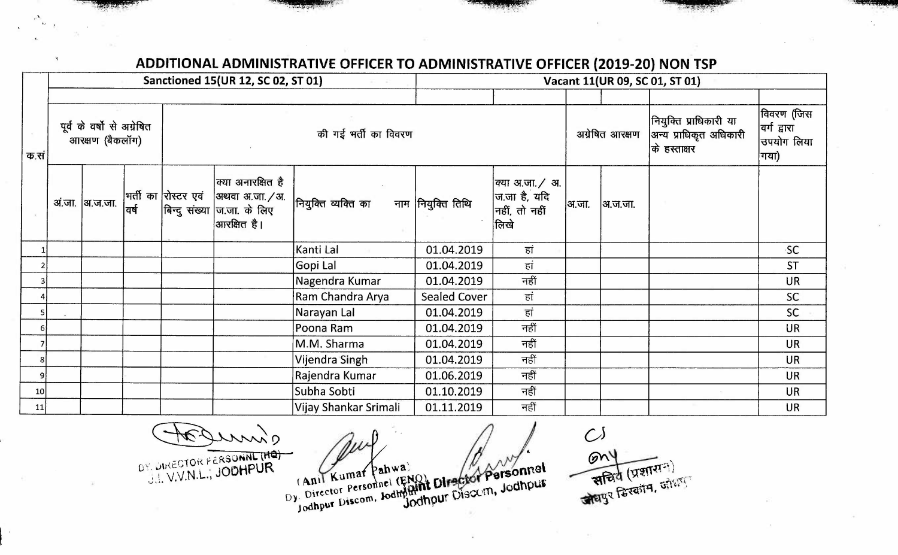## ADDITIONAL ADMINISTRATIVE OFFICER TO ADMINISTRATIVE OFFICER (2019-20) NON TSP

| क.सं | Sanctioned 15(UR 12, SC 02, ST 01) | | | | | | Vacant 11(UR 09, SC 01, ST 01) | | | | | |
|---|---|---|---|---|---|---|---|---|---|---|---|---|
| | पूर्व के वर्षो से अग्रेषित आरक्षण (बैकलॉग) | | की गई भर्ती का विवरण | | | | | | अग्रेषित आरक्षण | | नियुक्ति प्राधिकारी या अन्य प्राधिकृत अधिकारी के हस्ताक्षर | विवरण (जिस वर्ग द्वारा उपयोग लिया गया) |
| | अं.जा. | अ.ज.जा. | भर्ती का वर्ष | रोस्टर एवं बिन्दु संख्या | क्या अनारक्षित है अथवा अ.जा./अ.ज.जा. के लिए आरक्षित है। | नियुक्त व्यक्ति का नाम | नियुक्ति तिथि | क्या अ.जा./ अ.ज.जा है, यदि नहीं, तो नहीं लिखे | अ.जा. | अ.ज.जा. | | |
| 1 | | | | | | Kanti Lal | 01.04.2019 | हां | | | | SC |
| 2 | | | | | | Gopi Lal | 01.04.2019 | हां | | | | ST |
| 3 | | | | | | Nagendra Kumar | 01.04.2019 | नहीं | | | | UR |
| 4 | | | | | | Ram Chandra Arya | Sealed Cover | हां | | | | SC |
| 5 | | | | | | Narayan Lal | 01.04.2019 | हां | | | | SC |
| 6 | | | | | | Poona Ram | 01.04.2019 | नहीं | | | | UR |
| 7 | | | | | | M.M. Sharma | 01.04.2019 | नहीं | | | | UR |
| 8 | | | | | | Vijendra Singh | 01.04.2019 | नहीं | | | | UR |
| 9 | | | | | | Rajendra Kumar | 01.06.2019 | नहीं | | | | UR |
| 10 | | | | | | Subha Sobti | 01.10.2019 | नहीं | | | | UR |
| 11 | | | | | | Vijay Shankar Srimali | 01.11.2019 | नहीं | | | | UR |

DY. DIRECTOR PERSONNL (HQ)
J.V.V.N.L., JODHPUR

(Anil Kumar Pahwa)
Dy. Director Personnel (ENQ)
Jodhpur Discom, Jodhpur

Joint Director Personnel
Jodhpur Discom, Jodhpur

सचिव (प्रशासन)
जोधपुर डिस्कॉम, जोधपुर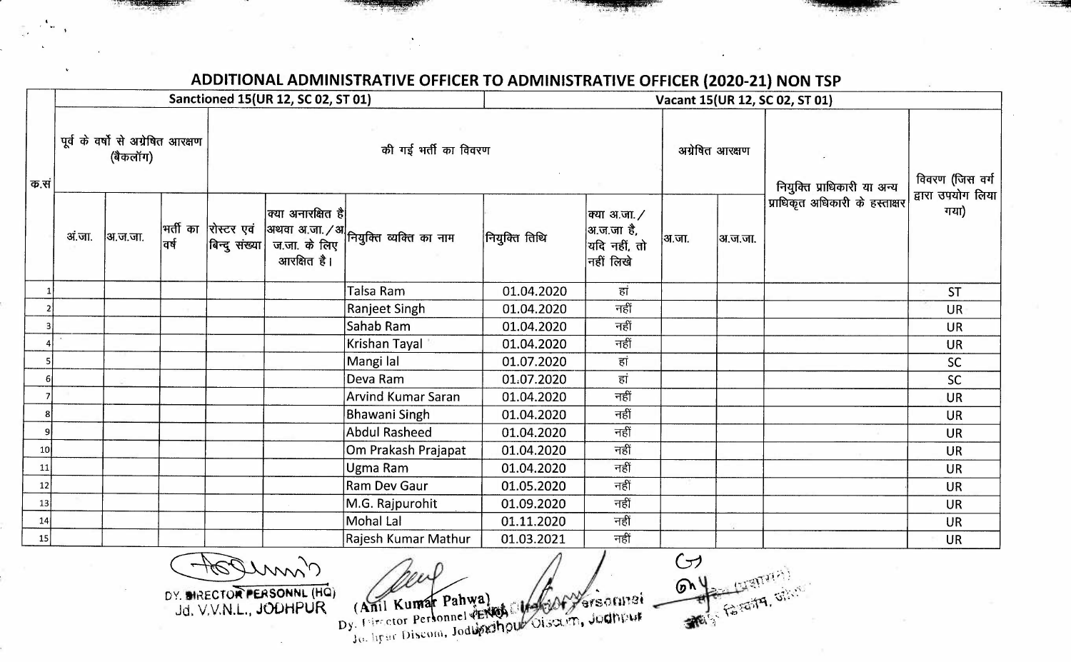## ADDITIONAL ADMINISTRATIVE OFFICER TO ADMINISTRATIVE OFFICER (2020-21) NON TSP

| क.सं | Sanctioned 15(UR 12, SC 02, ST 01) | | | | | | | | Vacant 15(UR 12, SC 02, ST 01) | | | |
|---|---|---|---|---|---|---|---|---|---|---|---|---|
| | पूर्व के वर्षो से अग्रेषित आरक्षण (बैकलॉग) | | | की गई भर्ती का विवरण | | | | | अग्रेषित आरक्षण | | नियुक्ति प्राधिकारी या अन्य प्राधिकृत अधिकारी के हस्ताक्षर | विवरण (जिस वर्ग द्वारा उपयोग लिया गया) |
| | अं.जा. | अ.ज.जा. | भर्ती का वर्ष | रोस्टर एवं बिन्दु संख्या | क्या अनारक्षित है अथवा अ.जा./अ.ज.जा. के लिए आरक्षित है। | नियुक्त व्यक्ति का नाम | नियुक्ति तिथि | क्या अ.जा./अ.ज.जा है, यदि नहीं, तो नहीं लिखे | अ.जा. | अ.ज.जा. | | |
| 1 | | | | | | Talsa Ram | 01.04.2020 | हां | | | | ST |
| 2 | | | | | | Ranjeet Singh | 01.04.2020 | नहीं | | | | UR |
| 3 | | | | | | Sahab Ram | 01.04.2020 | नहीं | | | | UR |
| 4 | | | | | | Krishan Tayal | 01.04.2020 | नहीं | | | | UR |
| 5 | | | | | | Mangi lal | 01.07.2020 | हां | | | | SC |
| 6 | | | | | | Deva Ram | 01.07.2020 | हां | | | | SC |
| 7 | | | | | | Arvind Kumar Saran | 01.04.2020 | नहीं | | | | UR |
| 8 | | | | | | Bhawani Singh | 01.04.2020 | नहीं | | | | UR |
| 9 | | | | | | Abdul Rasheed | 01.04.2020 | नहीं | | | | UR |
| 10 | | | | | | Om Prakash Prajapat | 01.04.2020 | नहीं | | | | UR |
| 11 | | | | | | Ugma Ram | 01.04.2020 | नहीं | | | | UR |
| 12 | | | | | | Ram Dev Gaur | 01.05.2020 | नहीं | | | | UR |
| 13 | | | | | | M.G. Rajpurohit | 01.09.2020 | नहीं | | | | UR |
| 14 | | | | | | Mohal Lal | 01.11.2020 | नहीं | | | | UR |
| 15 | | | | | | Rajesh Kumar Mathur | 01.03.2021 | नहीं | | | | UR |

DY. DIRECTOR PERSONNL (HQ)
Jd. V.V.N.L., JODHPUR

(Anil Kumar Pahwa)
Dy. Director Personnel (Estt.)
Jodhpur Discom, Jodhpur

Dy. Director Personnel
Jodhpur Discom, Jodhpur